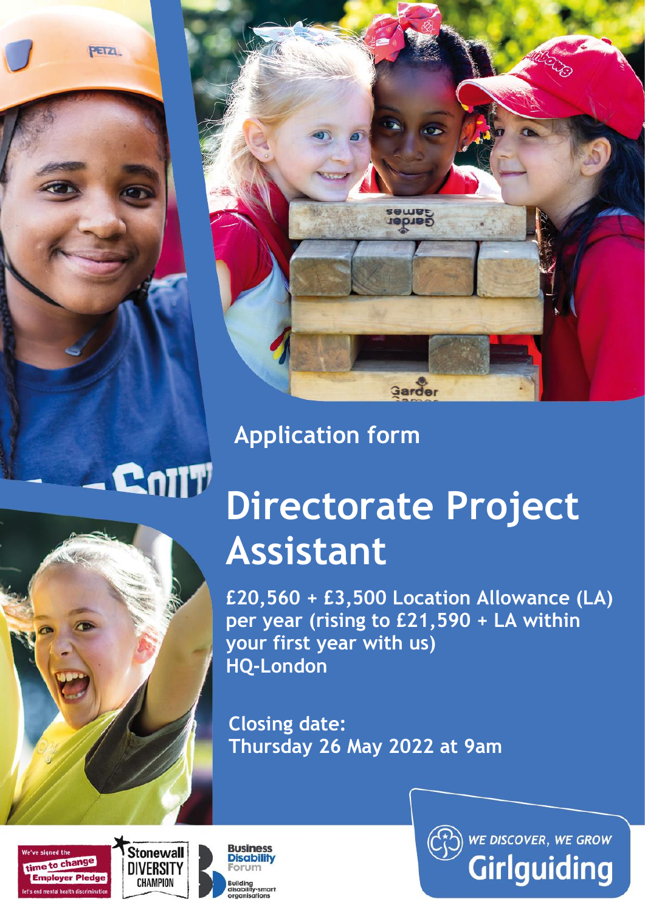Application form

# Directorate Project Assistant

**£20,560 + £3,500 Location Allowance (LA) per year (rising to £21,590 + LA within your first year with us)**
**HQ-London**

**Closing date:**
**Thursday 26 May 2022 at 9am**

WE DISCOVER, WE GROW
Girlguiding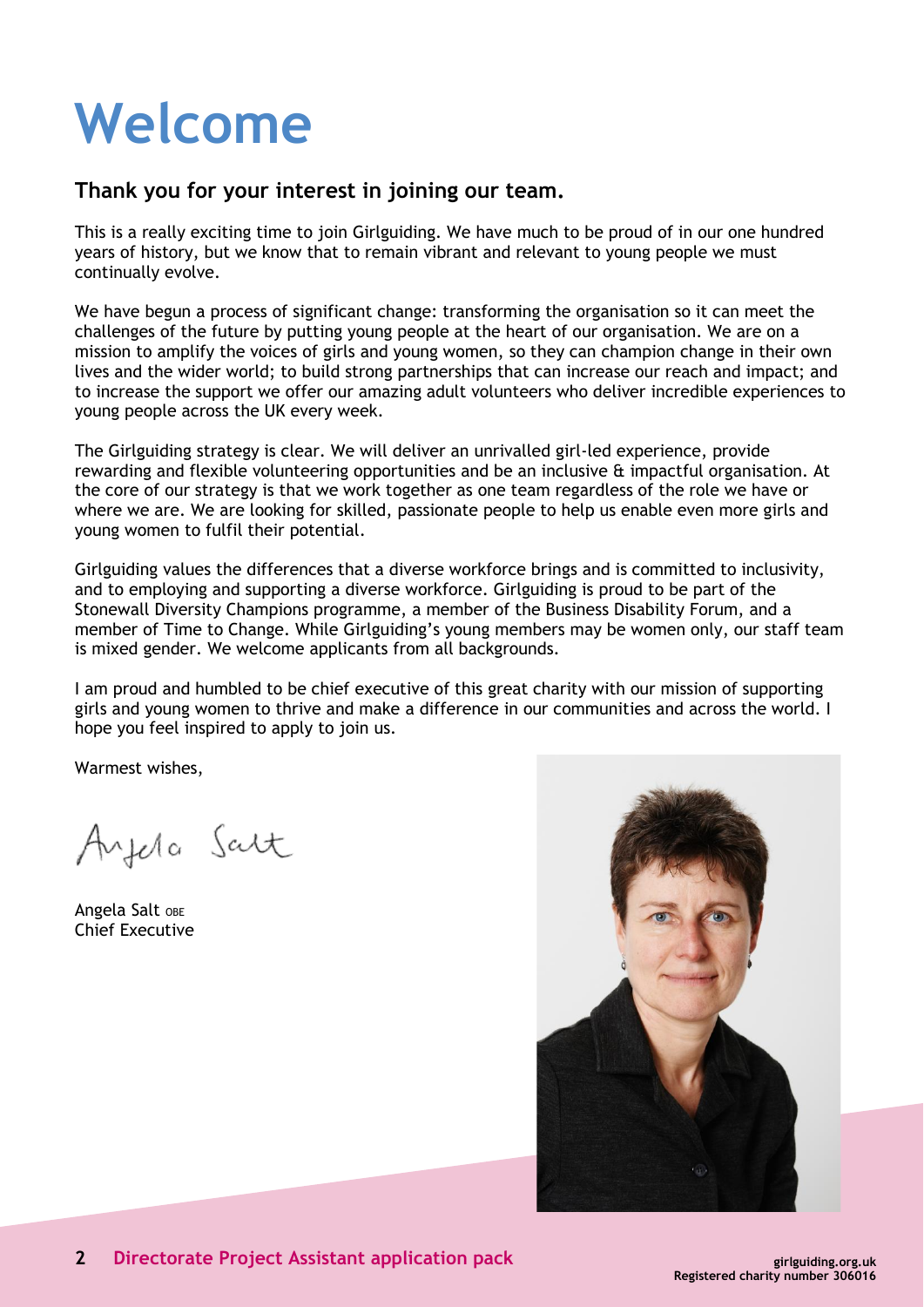# Welcome

## Thank you for your interest in joining our team.

This is a really exciting time to join Girlguiding. We have much to be proud of in our one hundred years of history, but we know that to remain vibrant and relevant to young people we must continually evolve.

We have begun a process of significant change: transforming the organisation so it can meet the challenges of the future by putting young people at the heart of our organisation. We are on a mission to amplify the voices of girls and young women, so they can champion change in their own lives and the wider world; to build strong partnerships that can increase our reach and impact; and to increase the support we offer our amazing adult volunteers who deliver incredible experiences to young people across the UK every week.

The Girlguiding strategy is clear. We will deliver an unrivalled girl-led experience, provide rewarding and flexible volunteering opportunities and be an inclusive & impactful organisation. At the core of our strategy is that we work together as one team regardless of the role we have or where we are. We are looking for skilled, passionate people to help us enable even more girls and young women to fulfil their potential.

Girlguiding values the differences that a diverse workforce brings and is committed to inclusivity, and to employing and supporting a diverse workforce. Girlguiding is proud to be part of the Stonewall Diversity Champions programme, a member of the Business Disability Forum, and a member of Time to Change. While Girlguiding's young members may be women only, our staff team is mixed gender. We welcome applicants from all backgrounds.

I am proud and humbled to be chief executive of this great charity with our mission of supporting girls and young women to thrive and make a difference in our communities and across the world. I hope you feel inspired to apply to join us.

Warmest wishes,

Angela Salt

Angela Salt OBE
Chief Executive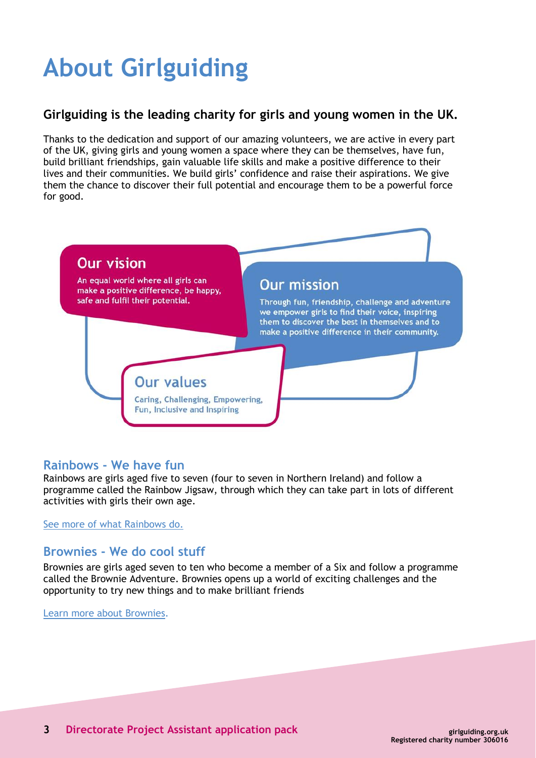# About Girlguiding

**Girlguiding is the leading charity for girls and young women in the UK.**

Thanks to the dedication and support of our amazing volunteers, we are active in every part of the UK, giving girls and young women a space where they can be themselves, have fun, build brilliant friendships, gain valuable life skills and make a positive difference to their lives and their communities. We build girls' confidence and raise their aspirations. We give them the chance to discover their full potential and encourage them to be a powerful force for good.

### Our vision

An equal world where all girls can make a positive difference, be happy, safe and fulfil their potential.

### Our mission

Through fun, friendship, challenge and adventure we empower girls to find their voice, inspiring them to discover the best in themselves and to make a positive difference in their community.

### Our values

Caring, Challenging, Empowering, Fun, Inclusive and Inspiring

## Rainbows - We have fun

Rainbows are girls aged five to seven (four to seven in Northern Ireland) and follow a programme called the Rainbow Jigsaw, through which they can take part in lots of different activities with girls their own age.

See more of what Rainbows do.

## Brownies - We do cool stuff

Brownies are girls aged seven to ten who become a member of a Six and follow a programme called the Brownie Adventure. Brownies opens up a world of exciting challenges and the opportunity to try new things and to make brilliant friends

Learn more about Brownies.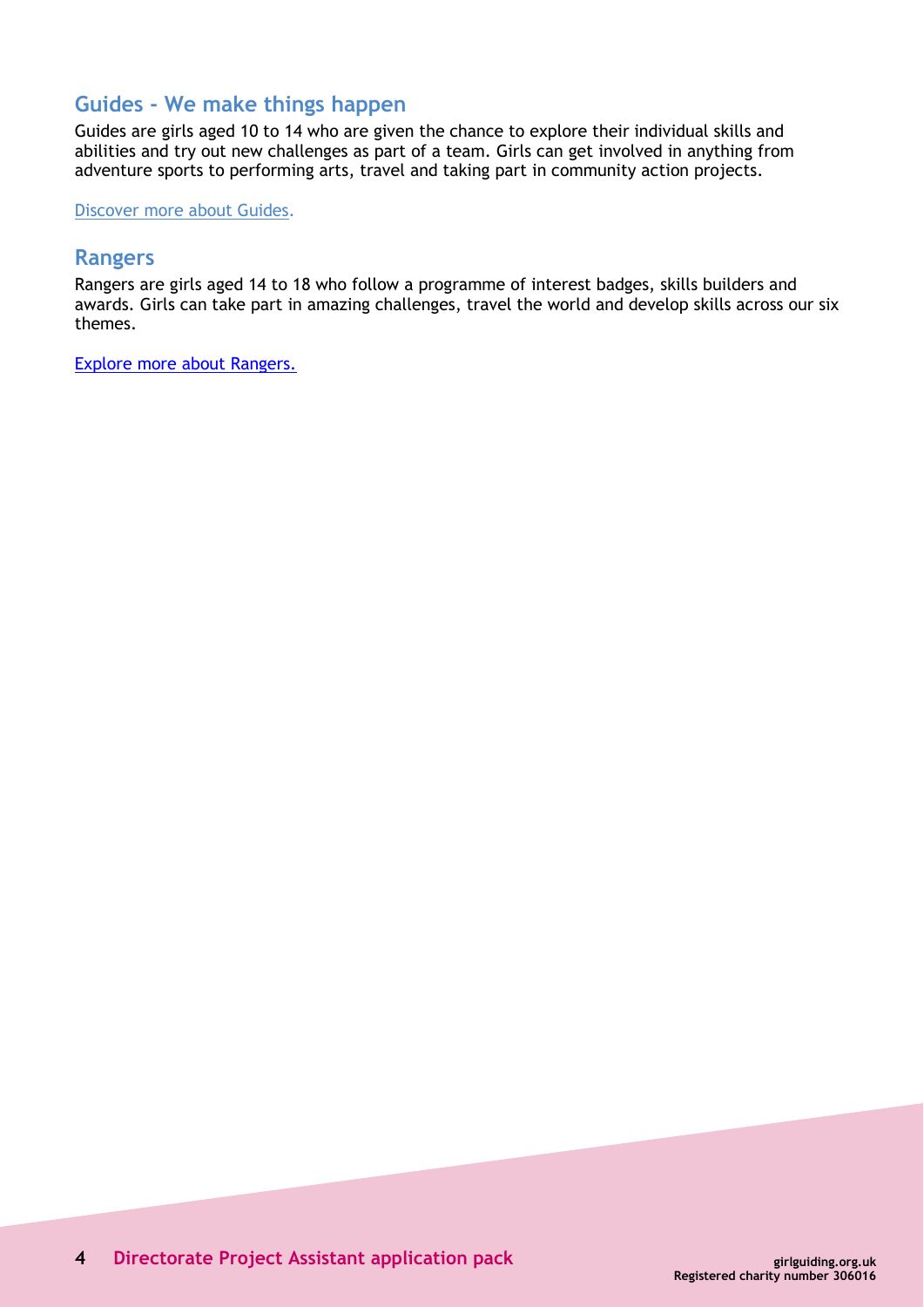## Guides - We make things happen

Guides are girls aged 10 to 14 who are given the chance to explore their individual skills and abilities and try out new challenges as part of a team. Girls can get involved in anything from adventure sports to performing arts, travel and taking part in community action projects.

Discover more about Guides.

## Rangers

Rangers are girls aged 14 to 18 who follow a programme of interest badges, skills builders and awards. Girls can take part in amazing challenges, travel the world and develop skills across our six themes.

Explore more about Rangers.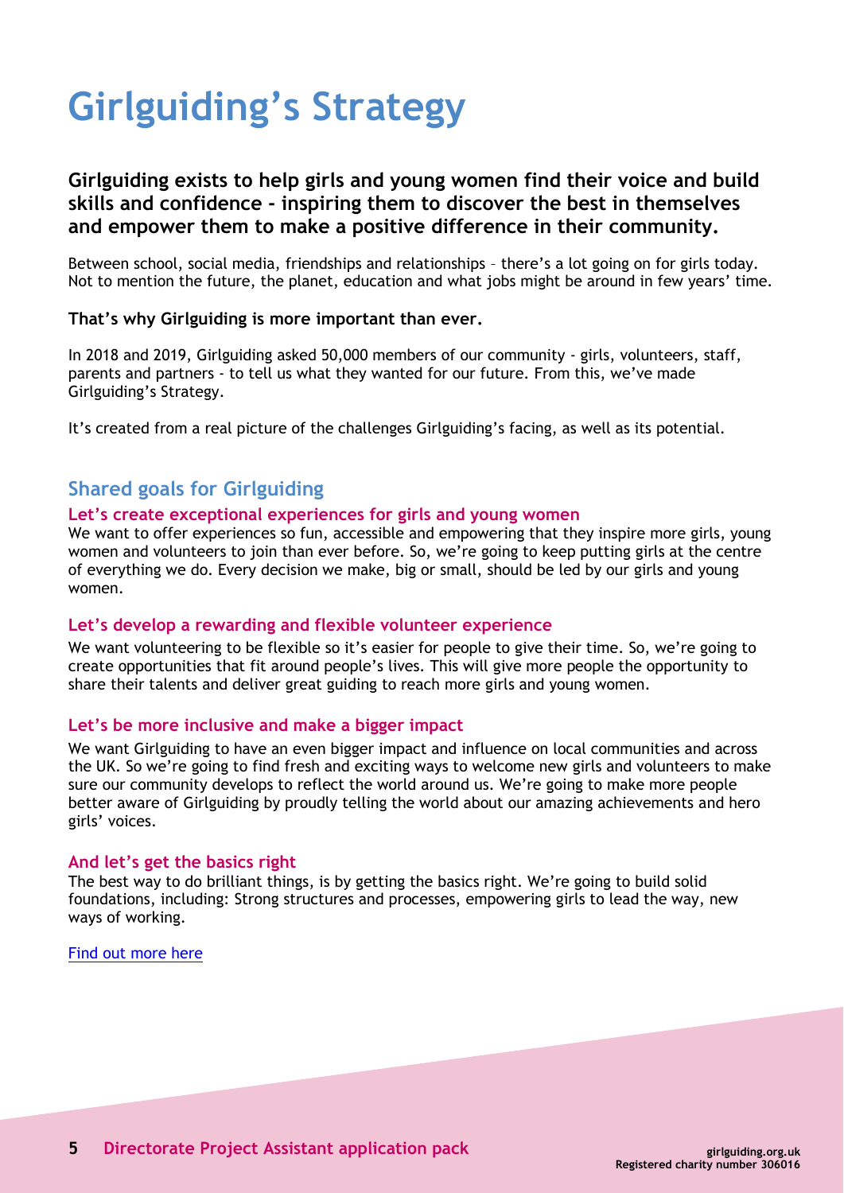# Girlguiding's Strategy

**Girlguiding exists to help girls and young women find their voice and build skills and confidence - inspiring them to discover the best in themselves and empower them to make a positive difference in their community.**

Between school, social media, friendships and relationships – there's a lot going on for girls today. Not to mention the future, the planet, education and what jobs might be around in few years' time.

**That's why Girlguiding is more important than ever.**

In 2018 and 2019, Girlguiding asked 50,000 members of our community - girls, volunteers, staff, parents and partners - to tell us what they wanted for our future. From this, we've made Girlguiding's Strategy.

It's created from a real picture of the challenges Girlguiding's facing, as well as its potential.

## Shared goals for Girlguiding

### Let's create exceptional experiences for girls and young women

We want to offer experiences so fun, accessible and empowering that they inspire more girls, young women and volunteers to join than ever before. So, we're going to keep putting girls at the centre of everything we do. Every decision we make, big or small, should be led by our girls and young women.

### Let's develop a rewarding and flexible volunteer experience

We want volunteering to be flexible so it's easier for people to give their time. So, we're going to create opportunities that fit around people's lives. This will give more people the opportunity to share their talents and deliver great guiding to reach more girls and young women.

### Let's be more inclusive and make a bigger impact

We want Girlguiding to have an even bigger impact and influence on local communities and across the UK. So we're going to find fresh and exciting ways to welcome new girls and volunteers to make sure our community develops to reflect the world around us. We're going to make more people better aware of Girlguiding by proudly telling the world about our amazing achievements and hero girls' voices.

### And let's get the basics right

The best way to do brilliant things, is by getting the basics right. We're going to build solid foundations, including: Strong structures and processes, empowering girls to lead the way, new ways of working.

Find out more here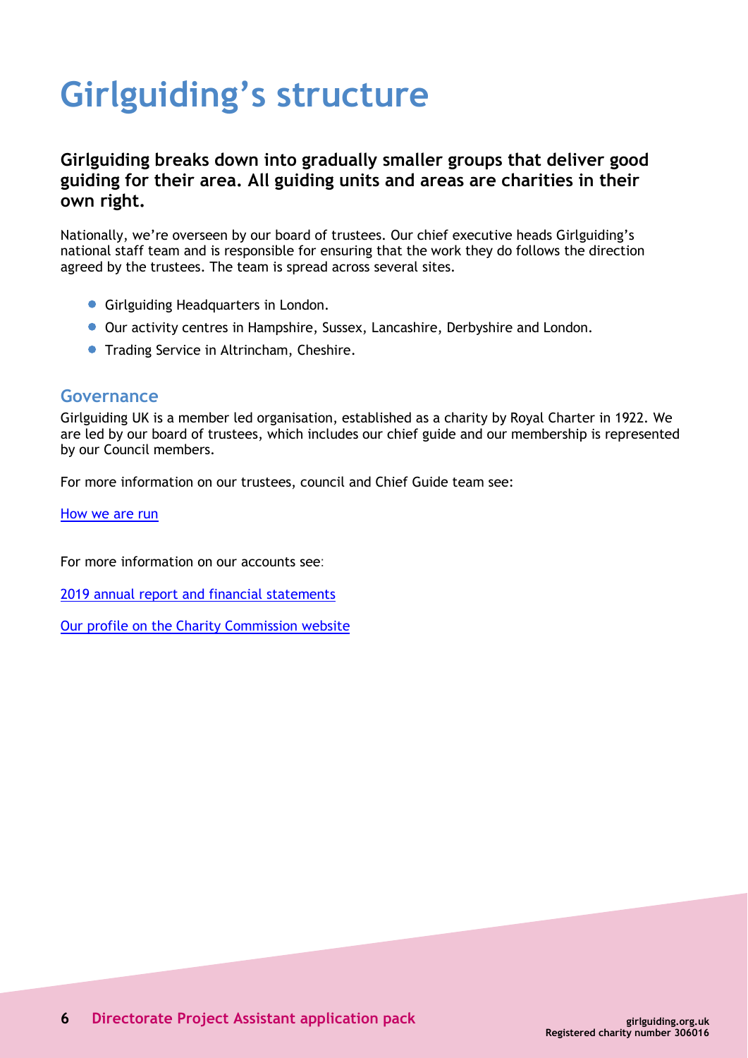# Girlguiding's structure

**Girlguiding breaks down into gradually smaller groups that deliver good guiding for their area. All guiding units and areas are charities in their own right.**

Nationally, we're overseen by our board of trustees. Our chief executive heads Girlguiding's national staff team and is responsible for ensuring that the work they do follows the direction agreed by the trustees. The team is spread across several sites.

- Girlguiding Headquarters in London.
- Our activity centres in Hampshire, Sussex, Lancashire, Derbyshire and London.
- Trading Service in Altrincham, Cheshire.

## Governance

Girlguiding UK is a member led organisation, established as a charity by Royal Charter in 1922. We are led by our board of trustees, which includes our chief guide and our membership is represented by our Council members.

For more information on our trustees, council and Chief Guide team see:

How we are run

For more information on our accounts see:

2019 annual report and financial statements

Our profile on the Charity Commission website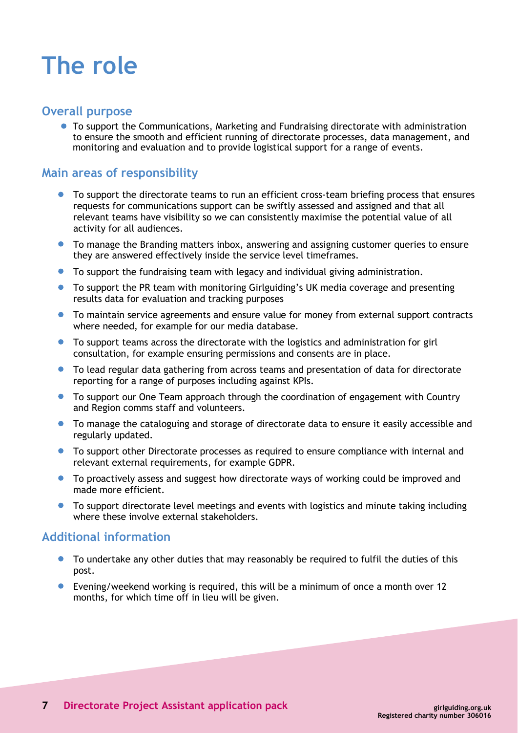# The role

## Overall purpose

- To support the Communications, Marketing and Fundraising directorate with administration to ensure the smooth and efficient running of directorate processes, data management, and monitoring and evaluation and to provide logistical support for a range of events.

## Main areas of responsibility

- To support the directorate teams to run an efficient cross-team briefing process that ensures requests for communications support can be swiftly assessed and assigned and that all relevant teams have visibility so we can consistently maximise the potential value of all activity for all audiences.
- To manage the Branding matters inbox, answering and assigning customer queries to ensure they are answered effectively inside the service level timeframes.
- To support the fundraising team with legacy and individual giving administration.
- To support the PR team with monitoring Girlguiding's UK media coverage and presenting results data for evaluation and tracking purposes
- To maintain service agreements and ensure value for money from external support contracts where needed, for example for our media database.
- To support teams across the directorate with the logistics and administration for girl consultation, for example ensuring permissions and consents are in place.
- To lead regular data gathering from across teams and presentation of data for directorate reporting for a range of purposes including against KPIs.
- To support our One Team approach through the coordination of engagement with Country and Region comms staff and volunteers.
- To manage the cataloguing and storage of directorate data to ensure it easily accessible and regularly updated.
- To support other Directorate processes as required to ensure compliance with internal and relevant external requirements, for example GDPR.
- To proactively assess and suggest how directorate ways of working could be improved and made more efficient.
- To support directorate level meetings and events with logistics and minute taking including where these involve external stakeholders.

## Additional information

- To undertake any other duties that may reasonably be required to fulfil the duties of this post.
- Evening/weekend working is required, this will be a minimum of once a month over 12 months, for which time off in lieu will be given.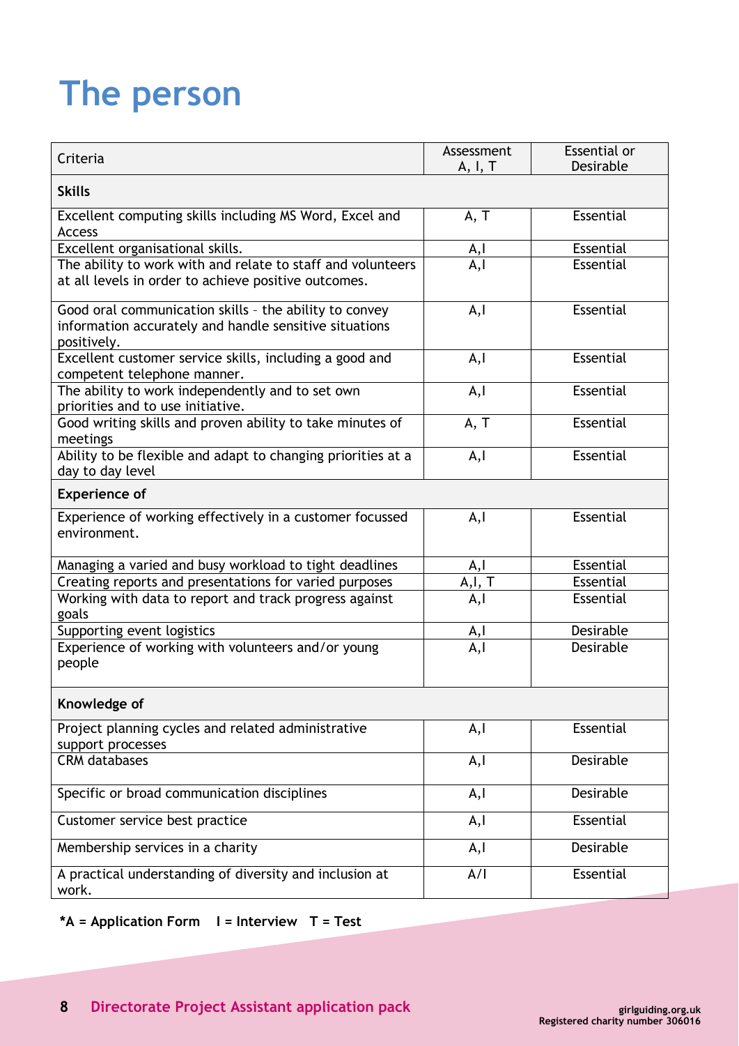# The person

| Criteria | Assessment A, I, T | Essential or Desirable |
|---|---|---|
| **Skills** | | |
| Excellent computing skills including MS Word, Excel and Access | A, T | Essential |
| Excellent organisational skills. | A,I | Essential |
| The ability to work with and relate to staff and volunteers at all levels in order to achieve positive outcomes. | A,I | Essential |
| Good oral communication skills – the ability to convey information accurately and handle sensitive situations positively. | A,I | Essential |
| Excellent customer service skills, including a good and competent telephone manner. | A,I | Essential |
| The ability to work independently and to set own priorities and to use initiative. | A,I | Essential |
| Good writing skills and proven ability to take minutes of meetings | A, T | Essential |
| Ability to be flexible and adapt to changing priorities at a day to day level | A,I | Essential |
| **Experience of** | | |
| Experience of working effectively in a customer focussed environment. | A,I | Essential |
| Managing a varied and busy workload to tight deadlines | A,I | Essential |
| Creating reports and presentations for varied purposes | A,I, T | Essential |
| Working with data to report and track progress against goals | A,I | Essential |
| Supporting event logistics | A,I | Desirable |
| Experience of working with volunteers and/or young people | A,I | Desirable |
| **Knowledge of** | | |
| Project planning cycles and related administrative support processes | A,I | Essential |
| CRM databases | A,I | Desirable |
| Specific or broad communication disciplines | A,I | Desirable |
| Customer service best practice | A,I | Essential |
| Membership services in a charity | A,I | Desirable |
| A practical understanding of diversity and inclusion at work. | A/I | Essential |

**\*A = Application Form   I = Interview   T = Test**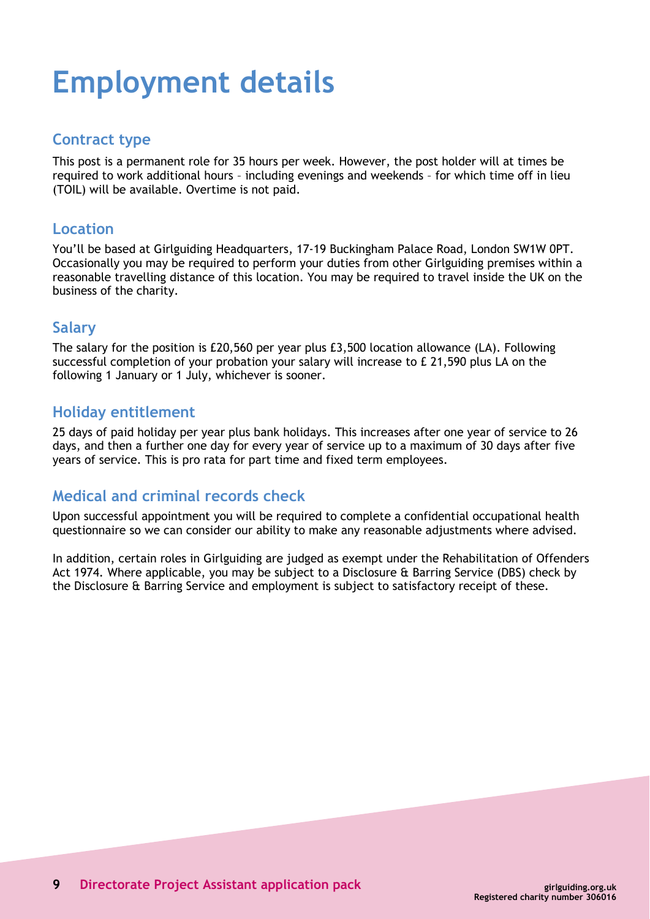# Employment details

## Contract type

This post is a permanent role for 35 hours per week. However, the post holder will at times be required to work additional hours – including evenings and weekends – for which time off in lieu (TOIL) will be available. Overtime is not paid.

## Location

You'll be based at Girlguiding Headquarters, 17-19 Buckingham Palace Road, London SW1W 0PT. Occasionally you may be required to perform your duties from other Girlguiding premises within a reasonable travelling distance of this location. You may be required to travel inside the UK on the business of the charity.

## Salary

The salary for the position is £20,560 per year plus £3,500 location allowance (LA). Following successful completion of your probation your salary will increase to £ 21,590 plus LA on the following 1 January or 1 July, whichever is sooner.

## Holiday entitlement

25 days of paid holiday per year plus bank holidays. This increases after one year of service to 26 days, and then a further one day for every year of service up to a maximum of 30 days after five years of service. This is pro rata for part time and fixed term employees.

## Medical and criminal records check

Upon successful appointment you will be required to complete a confidential occupational health questionnaire so we can consider our ability to make any reasonable adjustments where advised.

In addition, certain roles in Girlguiding are judged as exempt under the Rehabilitation of Offenders Act 1974. Where applicable, you may be subject to a Disclosure & Barring Service (DBS) check by the Disclosure & Barring Service and employment is subject to satisfactory receipt of these.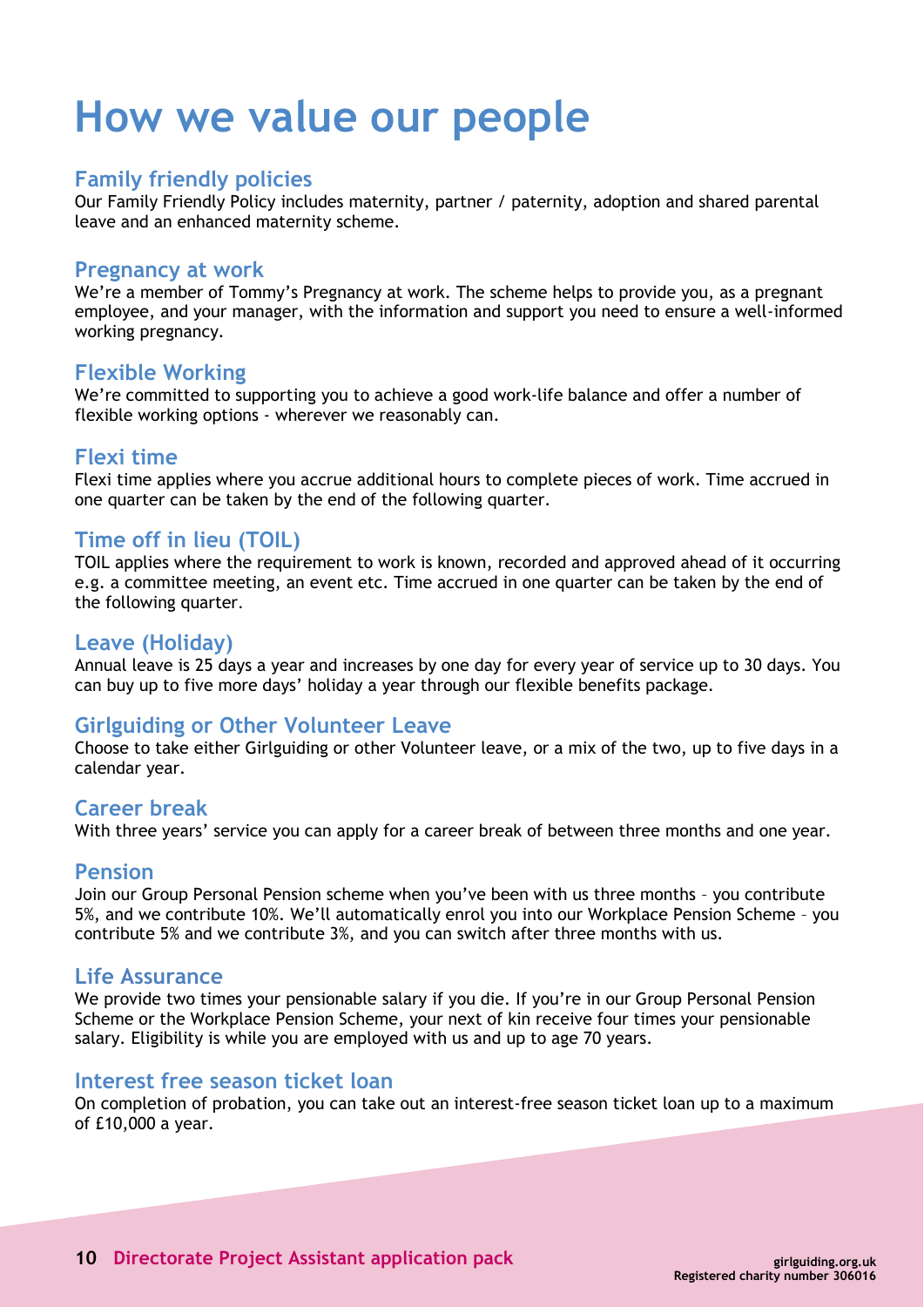# How we value our people

## Family friendly policies

Our Family Friendly Policy includes maternity, partner / paternity, adoption and shared parental leave and an enhanced maternity scheme.

## Pregnancy at work

We're a member of Tommy's Pregnancy at work. The scheme helps to provide you, as a pregnant employee, and your manager, with the information and support you need to ensure a well-informed working pregnancy.

## Flexible Working

We're committed to supporting you to achieve a good work-life balance and offer a number of flexible working options - wherever we reasonably can.

## Flexi time

Flexi time applies where you accrue additional hours to complete pieces of work. Time accrued in one quarter can be taken by the end of the following quarter.

## Time off in lieu (TOIL)

TOIL applies where the requirement to work is known, recorded and approved ahead of it occurring e.g. a committee meeting, an event etc. Time accrued in one quarter can be taken by the end of the following quarter.

## Leave (Holiday)

Annual leave is 25 days a year and increases by one day for every year of service up to 30 days. You can buy up to five more days' holiday a year through our flexible benefits package.

## Girlguiding or Other Volunteer Leave

Choose to take either Girlguiding or other Volunteer leave, or a mix of the two, up to five days in a calendar year.

## Career break

With three years' service you can apply for a career break of between three months and one year.

## Pension

Join our Group Personal Pension scheme when you've been with us three months – you contribute 5%, and we contribute 10%. We'll automatically enrol you into our Workplace Pension Scheme – you contribute 5% and we contribute 3%, and you can switch after three months with us.

## Life Assurance

We provide two times your pensionable salary if you die. If you're in our Group Personal Pension Scheme or the Workplace Pension Scheme, your next of kin receive four times your pensionable salary. Eligibility is while you are employed with us and up to age 70 years.

## Interest free season ticket loan

On completion of probation, you can take out an interest-free season ticket loan up to a maximum of £10,000 a year.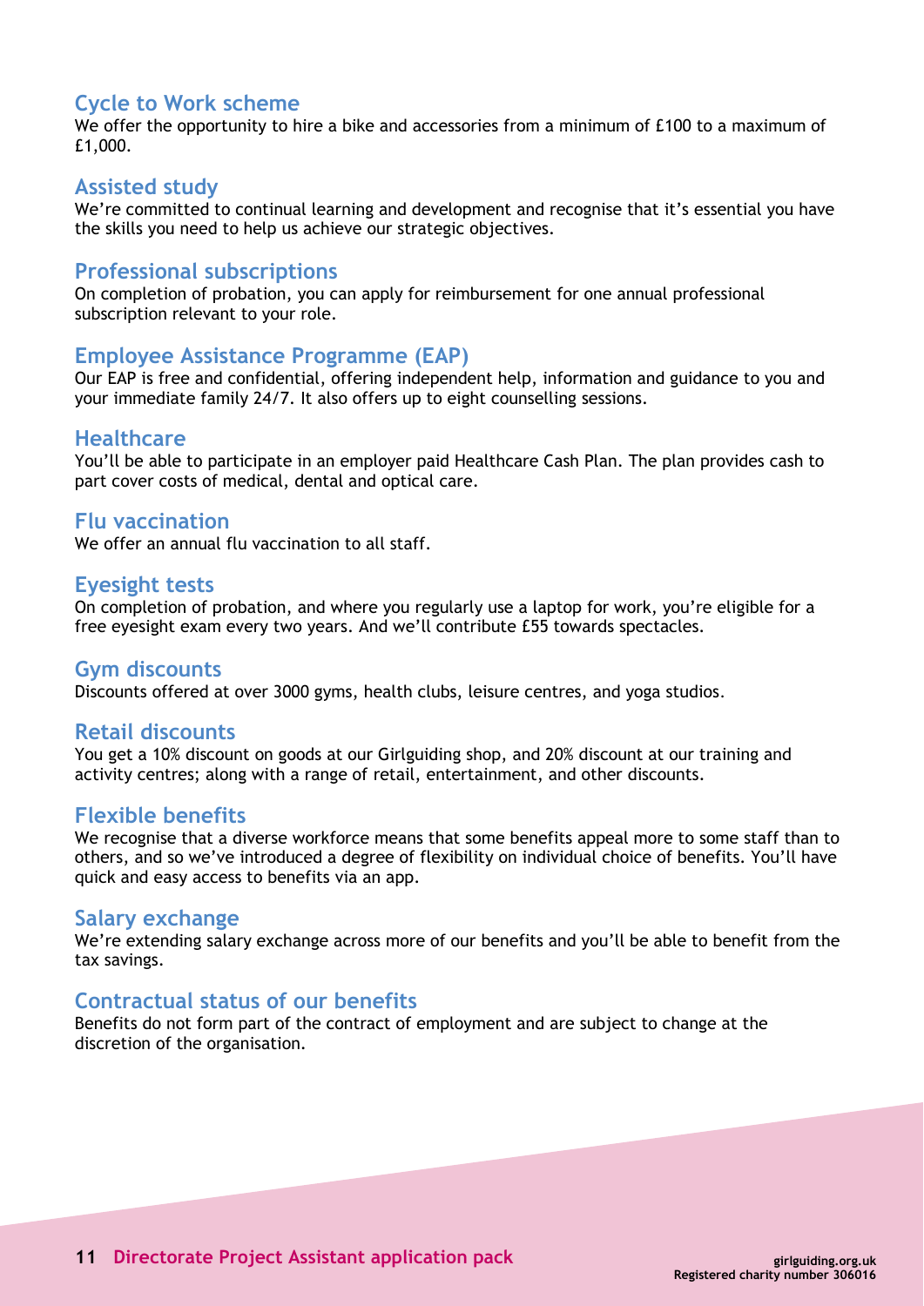## Cycle to Work scheme

We offer the opportunity to hire a bike and accessories from a minimum of £100 to a maximum of £1,000.

## Assisted study

We're committed to continual learning and development and recognise that it's essential you have the skills you need to help us achieve our strategic objectives.

## Professional subscriptions

On completion of probation, you can apply for reimbursement for one annual professional subscription relevant to your role.

## Employee Assistance Programme (EAP)

Our EAP is free and confidential, offering independent help, information and guidance to you and your immediate family 24/7. It also offers up to eight counselling sessions.

## Healthcare

You'll be able to participate in an employer paid Healthcare Cash Plan. The plan provides cash to part cover costs of medical, dental and optical care.

## Flu vaccination

We offer an annual flu vaccination to all staff.

## Eyesight tests

On completion of probation, and where you regularly use a laptop for work, you're eligible for a free eyesight exam every two years. And we'll contribute £55 towards spectacles.

## Gym discounts

Discounts offered at over 3000 gyms, health clubs, leisure centres, and yoga studios.

## Retail discounts

You get a 10% discount on goods at our Girlguiding shop, and 20% discount at our training and activity centres; along with a range of retail, entertainment, and other discounts.

## Flexible benefits

We recognise that a diverse workforce means that some benefits appeal more to some staff than to others, and so we've introduced a degree of flexibility on individual choice of benefits. You'll have quick and easy access to benefits via an app.

## Salary exchange

We're extending salary exchange across more of our benefits and you'll be able to benefit from the tax savings.

## Contractual status of our benefits

Benefits do not form part of the contract of employment and are subject to change at the discretion of the organisation.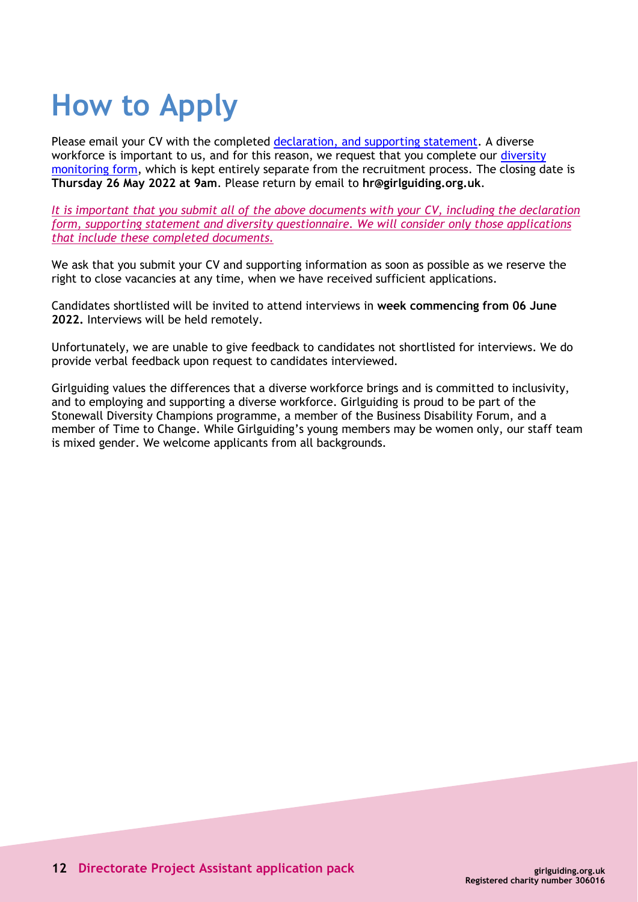# How to Apply

Please email your CV with the completed declaration, and supporting statement. A diverse workforce is important to us, and for this reason, we request that you complete our diversity monitoring form, which is kept entirely separate from the recruitment process. The closing date is **Thursday 26 May 2022 at 9am**. Please return by email to **hr@girlguiding.org.uk**.

*It is important that you submit all of the above documents with your CV, including the declaration form, supporting statement and diversity questionnaire. We will consider only those applications that include these completed documents.*

We ask that you submit your CV and supporting information as soon as possible as we reserve the right to close vacancies at any time, when we have received sufficient applications.

Candidates shortlisted will be invited to attend interviews in **week commencing from 06 June 2022.** Interviews will be held remotely.

Unfortunately, we are unable to give feedback to candidates not shortlisted for interviews. We do provide verbal feedback upon request to candidates interviewed.

Girlguiding values the differences that a diverse workforce brings and is committed to inclusivity, and to employing and supporting a diverse workforce. Girlguiding is proud to be part of the Stonewall Diversity Champions programme, a member of the Business Disability Forum, and a member of Time to Change. While Girlguiding's young members may be women only, our staff team is mixed gender. We welcome applicants from all backgrounds.